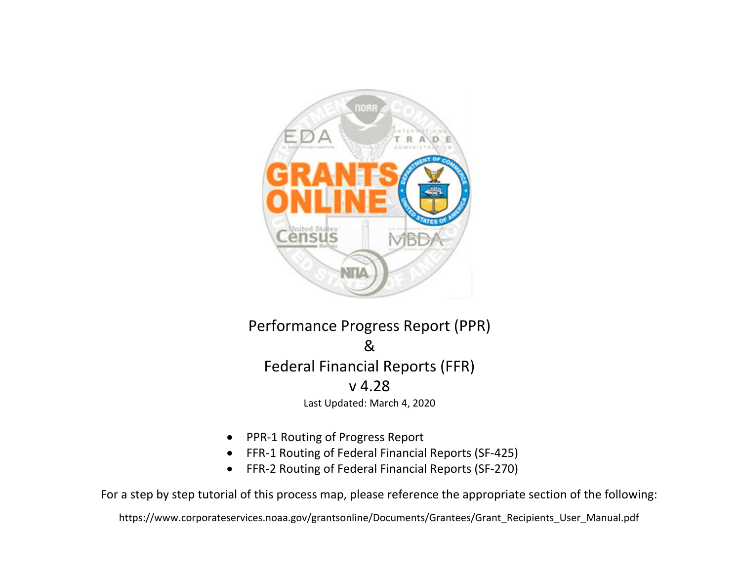# Performance Progress Report (PPR)
# &
# Federal Financial Reports (FFR)
# v 4.28

Last Updated: March 4, 2020

- PPR-1 Routing of Progress Report
- FFR-1 Routing of Federal Financial Reports (SF-425)
- FFR-2 Routing of Federal Financial Reports (SF-270)

For a step by step tutorial of this process map, please reference the appropriate section of the following:

https://www.corporateservices.noaa.gov/grantsonline/Documents/Grantees/Grant_Recipients_User_Manual.pdf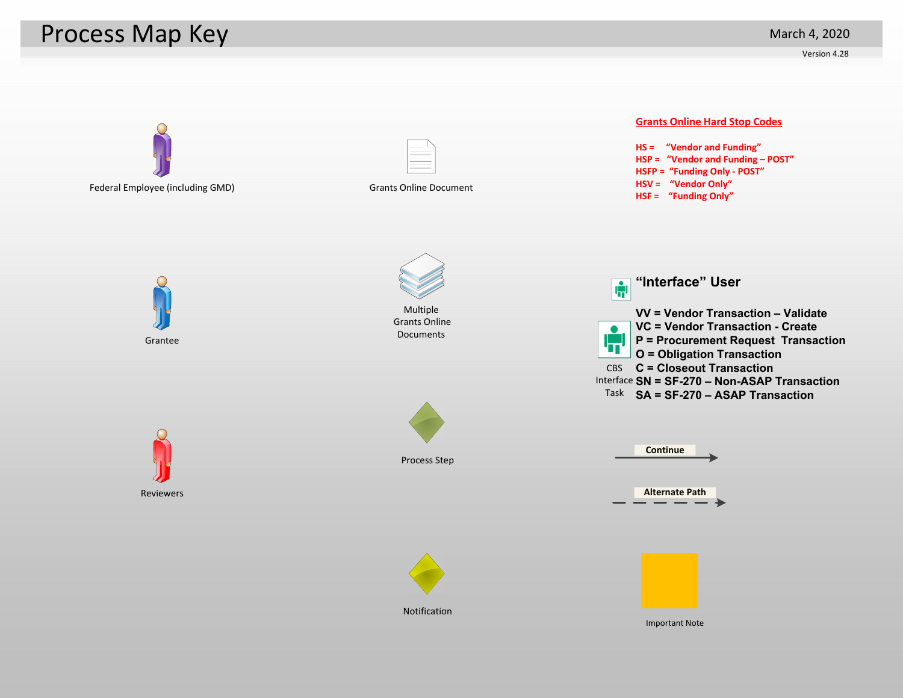# Process Map Key

March 4, 2020

Version 4.28

Federal Employee (including GMD)

Grants Online Document

**Grants Online Hard Stop Codes**

**HS = "Vendor and Funding"**
**HSP = "Vendor and Funding – POST"**
**HSFP = "Funding Only - POST"**
**HSV = "Vendor Only"**
**HSF = "Funding Only"**

Grantee

Multiple Grants Online Documents

**"Interface" User**

CBS Interface Task

**VV = Vendor Transaction – Validate**
**VC = Vendor Transaction - Create**
**P = Procurement Request Transaction**
**O = Obligation Transaction**
**C = Closeout Transaction**
**SN = SF-270 – Non-ASAP Transaction**
**SA = SF-270 – ASAP Transaction**

Reviewers

Process Step

**Continue**

**Alternate Path**

Notification

Important Note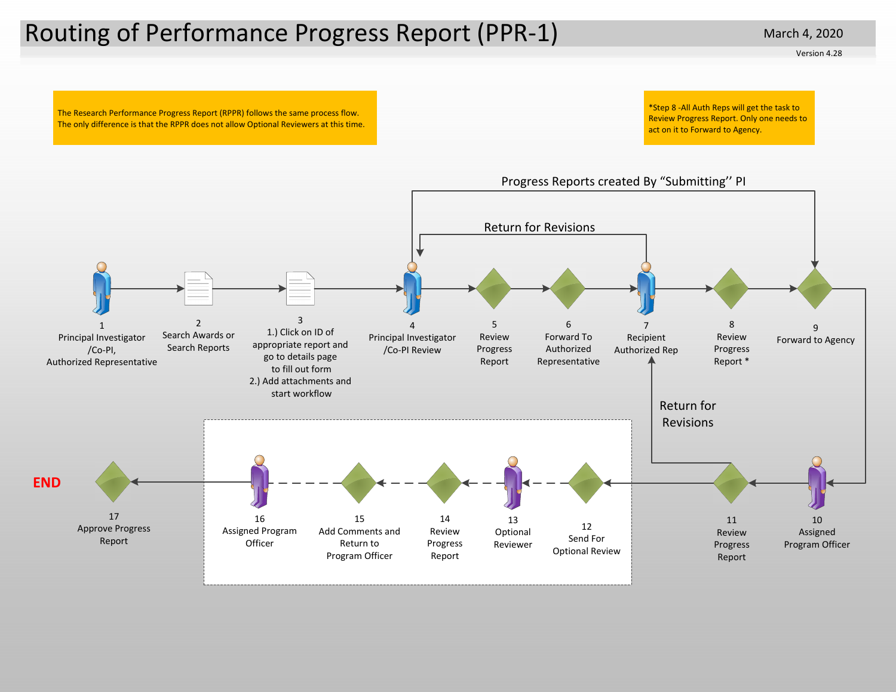# Routing of Performance Progress Report (PPR-1)

March 4, 2020

Version 4.28

The Research Performance Progress Report (RPPR) follows the same process flow. The only difference is that the RPPR does not allow Optional Reviewers at this time.

*Step 8 -All Auth Reps will get the task to Review Progress Report. Only one needs to act on it to Forward to Agency.

Progress Reports created By "Submitting'' PI

Return for Revisions

1. Principal Investigator /Co-PI, Authorized Representative
2. Search Awards or Search Reports
3. 1.) Click on ID of appropriate report and go to details page to fill out form 2.) Add attachments and start workflow
4. Principal Investigator /Co-PI Review
5. Review Progress Report
6. Forward To Authorized Representative
7. Recipient Authorized Rep
8. Review Progress Report *
9. Forward to Agency
10. Assigned Program Officer
11. Review Progress Report
12. Send For Optional Review
13. Optional Reviewer
14. Review Progress Report
15. Add Comments and Return to Program Officer
16. Assigned Program Officer
17. Approve Progress Report

Return for Revisions

END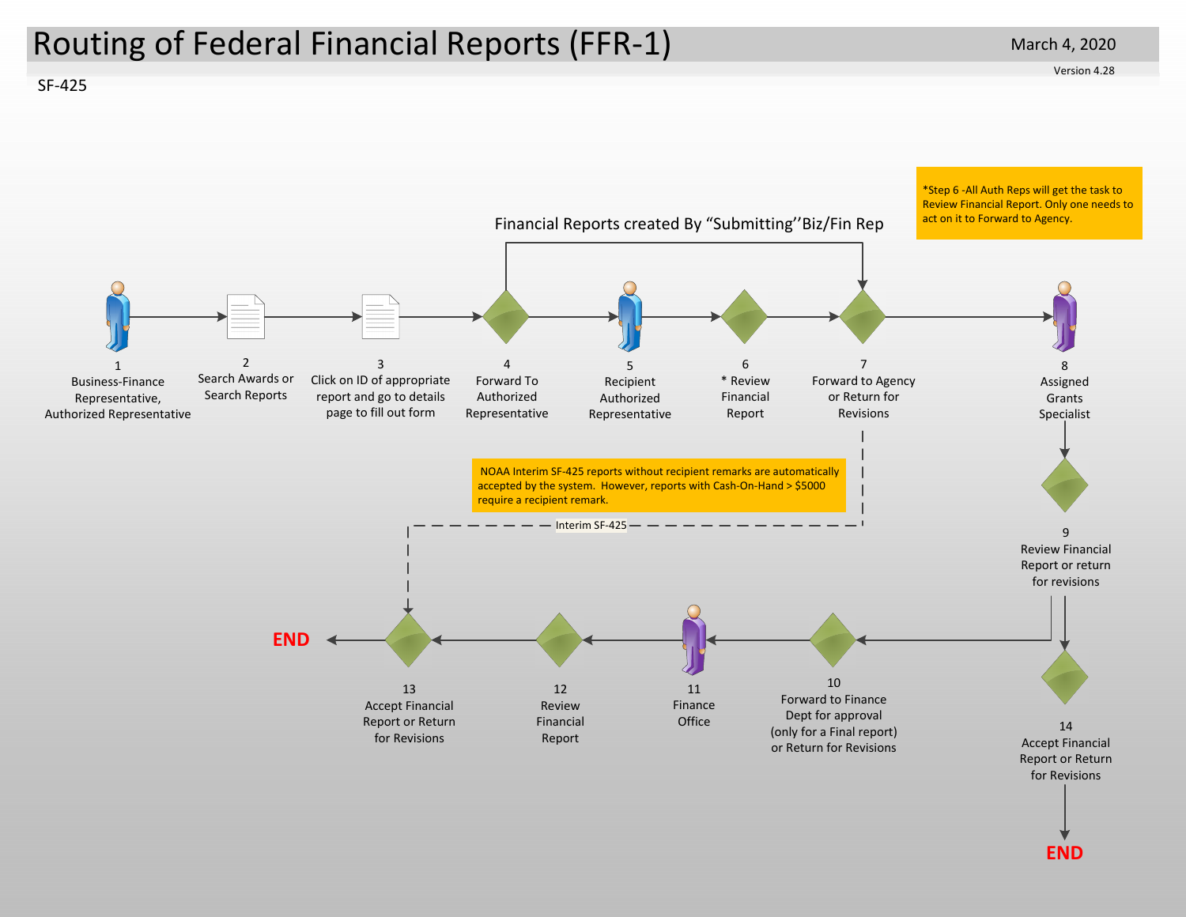# Routing of Federal Financial Reports (FFR-1)

March 4, 2020

Version 4.28

SF-425

*Step 6 -All Auth Reps will get the task to Review Financial Report. Only one needs to act on it to Forward to Agency.

Financial Reports created By "Submitting"Biz/Fin Rep

1
Business-Finance Representative, Authorized Representative

2
Search Awards or Search Reports

3
Click on ID of appropriate report and go to details page to fill out form

4
Forward To Authorized Representative

5
Recipient Authorized Representative

6
* Review Financial Report

7
Forward to Agency or Return for Revisions

8
Assigned Grants Specialist

NOAA Interim SF-425 reports without recipient remarks are automatically accepted by the system. However, reports with Cash-On-Hand > $5000 require a recipient remark.

Interim SF-425

9
Review Financial Report or return for revisions

END

13
Accept Financial Report or Return for Revisions

12
Review Financial Report

11
Finance Office

10
Forward to Finance Dept for approval (only for a Final report) or Return for Revisions

14
Accept Financial Report or Return for Revisions

END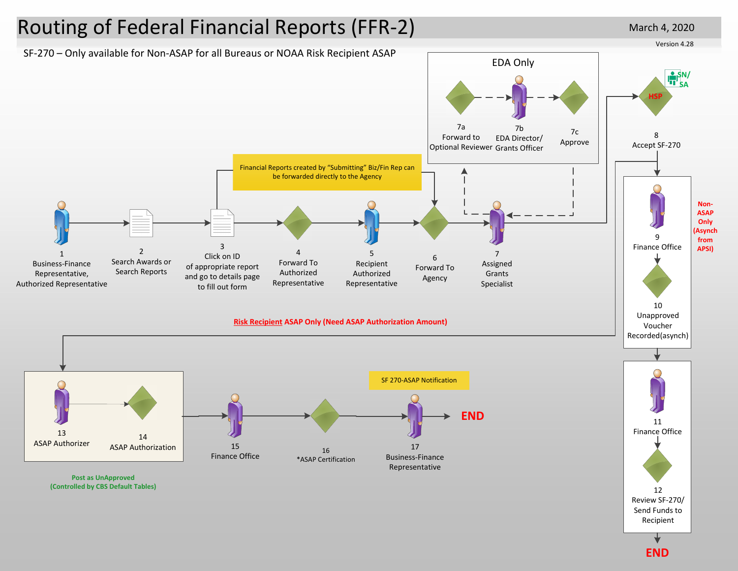# Routing of Federal Financial Reports (FFR-2)

March 4, 2020

Version 4.28

SF-270 – Only available for Non-ASAP for all Bureaus or NOAA Risk Recipient ASAP

1
Business-Finance Representative, Authorized Representative

2
Search Awards or Search Reports

3
Click on ID of appropriate report and go to details page to fill out form

Financial Reports created by "Submitting" Biz/Fin Rep can be forwarded directly to the Agency

4
Forward To Authorized Representative

5
Recipient Authorized Representative

6
Forward To Agency

7
Assigned Grants Specialist

EDA Only

7a
Forward to Optional Reviewer

7b
EDA Director/ Grants Officer

7c
Approve

SN/ SA

HSP

8
Accept SF-270

Non-ASAP Only (Asynch from APSI)

9
Finance Office

10
Unapproved Voucher Recorded(asynch)

11
Finance Office

12
Review SF-270/ Send Funds to Recipient

END

Risk Recipient ASAP Only (Need ASAP Authorization Amount)

13
ASAP Authorizer

14
ASAP Authorization

Post as UnApproved
(Controlled by CBS Default Tables)

15
Finance Office

16
*ASAP Certification

SF 270-ASAP Notification

17
Business-Finance Representative

END